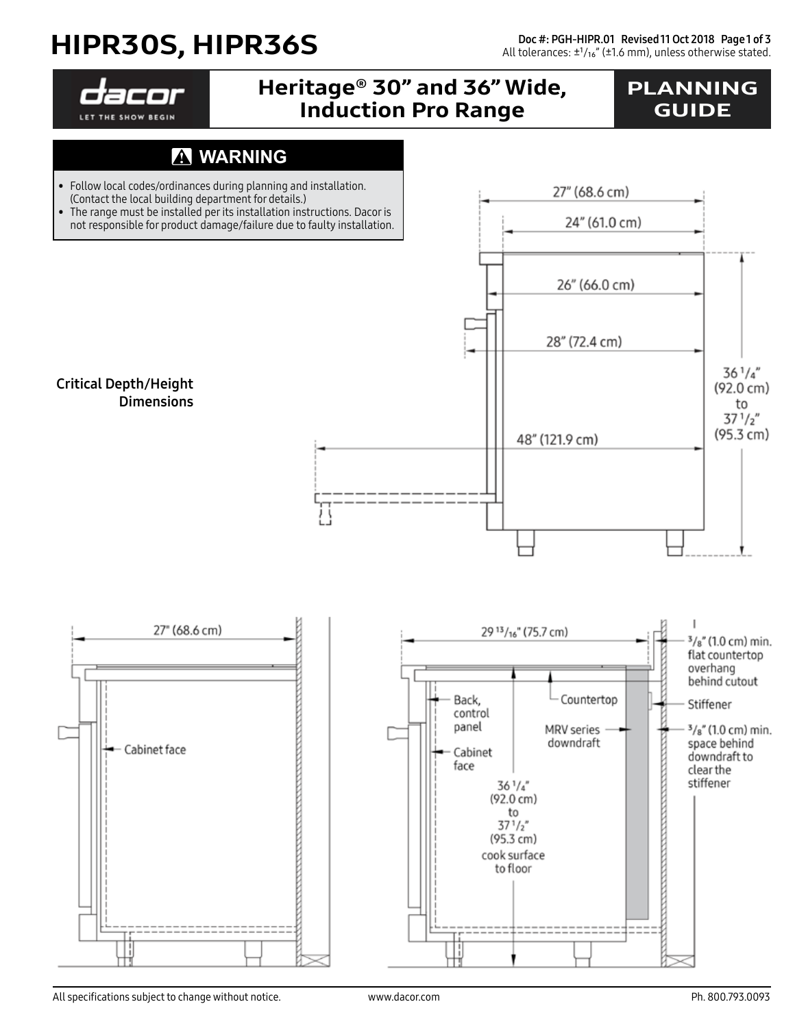# HIPR30S, HIPR36S

Doc #: PGH-HIPR.01 Revised 11 Oct 2018

All tolerances: ±1/16" (±1.6 mm), unless otherwise stated.

dacor
LET THE SHOW BEGIN

## Heritage® 30" and 36" Wide, Induction Pro Range

## PLANNING GUIDE

### ⚠ WARNING

- Follow local codes/ordinances during planning and installation. (Contact the local building department for details.)
- The range must be installed per its installation instructions. Dacor is not responsible for product damage/failure due to faulty installation.

**Critical Depth/Height Dimensions**

27" (68.6 cm)

24" (61.0 cm)

26" (66.0 cm)

28" (72.4 cm)

48" (121.9 cm)

36 1/4" (92.0 cm) to 37 1/2" (95.3 cm)

27" (68.6 cm)

Cabinet face

29 13/16" (75.7 cm)

Back, control panel

Countertop

MRV series downdraft

Cabinet face

36 1/4" (92.0 cm) to 37 1/2" (95.3 cm) cook surface to floor

3/8" (1.0 cm) min. flat countertop overhang behind cutout

Stiffener

3/8" (1.0 cm) min. space behind downdraft to clear the stiffener

All specifications subject to change without notice. www.dacor.com Ph. 800.793.0093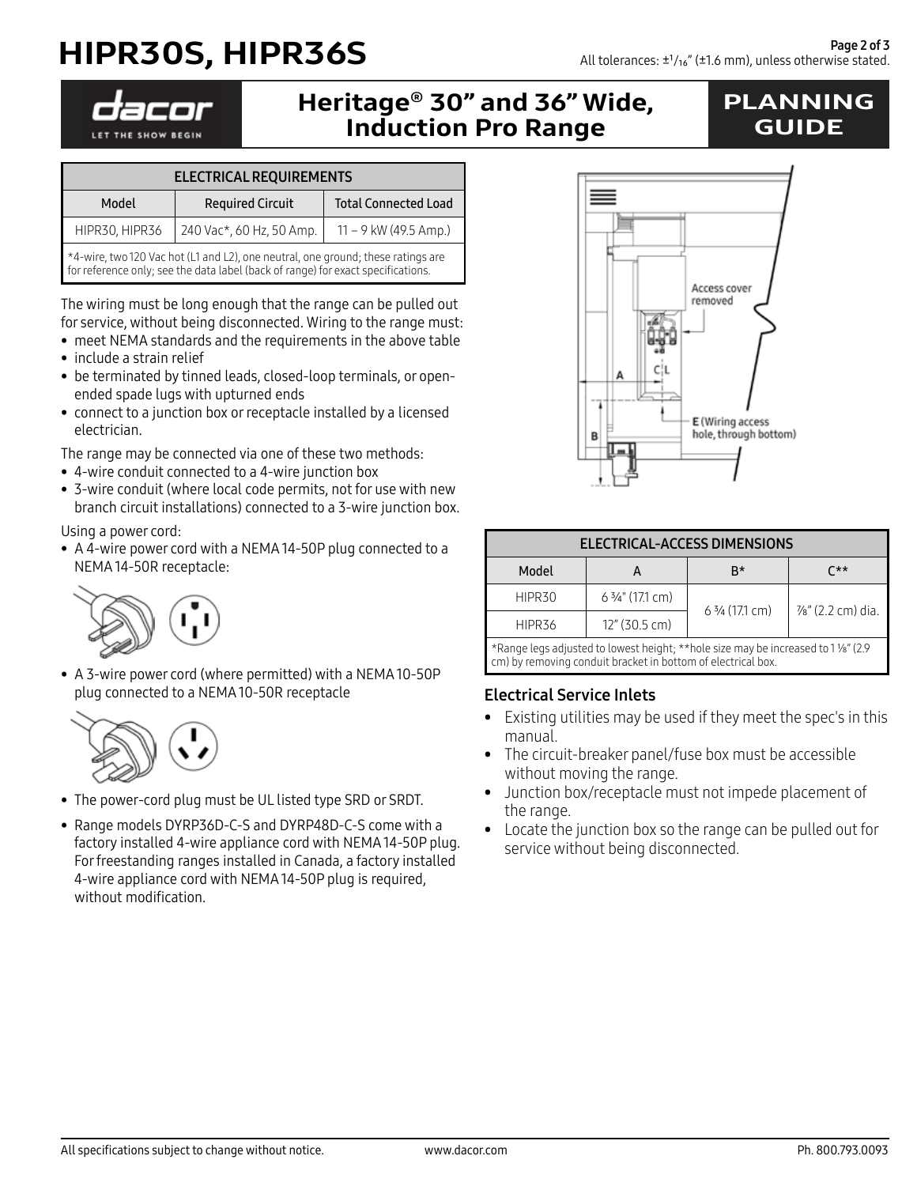# HIPR30S, HIPR36S

All tolerances: ±1/16" (±1.6 mm), unless otherwise stated.

## Heritage® 30" and 36" Wide, Induction Pro Range

## PLANNING GUIDE

| ELECTRICAL REQUIREMENTS | | |
|---|---|---|
| Model | Required Circuit | Total Connected Load |
| HIPR30, HIPR36 | 240 Vac*, 60 Hz, 50 Amp. | 11 – 9 kW (49.5 Amp.) |

*4-wire, two 120 Vac hot (L1 and L2), one neutral, one ground; these ratings are for reference only; see the data label (back of range) for exact specifications.

The wiring must be long enough that the range can be pulled out for service, without being disconnected. Wiring to the range must:

- meet NEMA standards and the requirements in the above table
- include a strain relief
- be terminated by tinned leads, closed-loop terminals, or open-ended spade lugs with upturned ends
- connect to a junction box or receptacle installed by a licensed electrician.

The range may be connected via one of these two methods:

- 4-wire conduit connected to a 4-wire junction box
- 3-wire conduit (where local code permits, not for use with new branch circuit installations) connected to a 3-wire junction box.

Using a power cord:

- A 4-wire power cord with a NEMA 14-50P plug connected to a NEMA 14-50R receptacle:
- A 3-wire power cord (where permitted) with a NEMA 10-50P plug connected to a NEMA 10-50R receptacle
- The power-cord plug must be UL listed type SRD or SRDT.
- Range models DYRP36D-C-S and DYRP48D-C-S come with a factory installed 4-wire appliance cord with NEMA 14-50P plug. For freestanding ranges installed in Canada, a factory installed 4-wire appliance cord with NEMA 14-50P plug is required, without modification.

Access cover removed

E (Wiring access hole, through bottom)

| ELECTRICAL-ACCESS DIMENSIONS | | | |
|---|---|---|---|
| Model | A | B* | C** |
| HIPR30 | 6 ¾" (17.1 cm) | 6 ¾ (17.1 cm) | ⅞" (2.2 cm) dia. |
| HIPR36 | 12" (30.5 cm) | | |

*Range legs adjusted to lowest height; **hole size may be increased to 1 ⅛" (2.9 cm) by removing conduit bracket in bottom of electrical box.

### Electrical Service Inlets

- Existing utilities may be used if they meet the spec's in this manual.
- The circuit-breaker panel/fuse box must be accessible without moving the range.
- Junction box/receptacle must not impede placement of the range.
- Locate the junction box so the range can be pulled out for service without being disconnected.

All specifications subject to change without notice. www.dacor.com Ph. 800.793.0093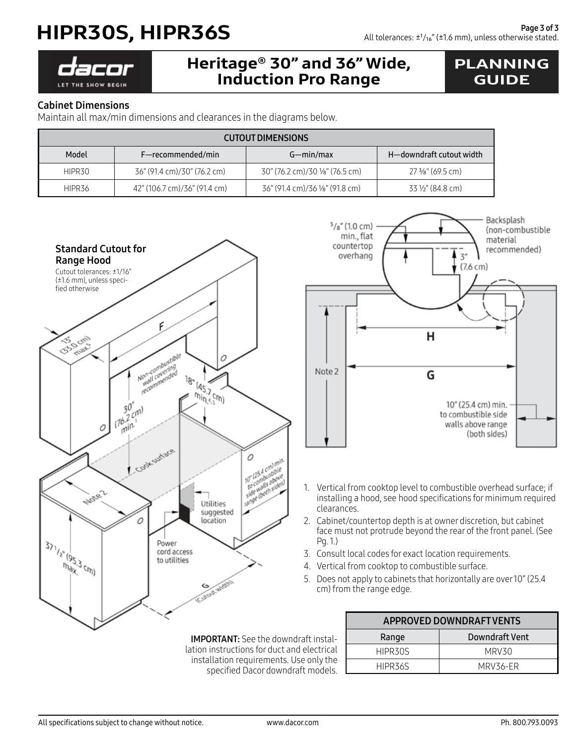# HIPR30S, HIPR36S

All tolerances: ±1/16" (±1.6 mm), unless otherwise stated.

## Heritage® 30" and 36" Wide, Induction Pro Range

## PLANNING GUIDE

### Cabinet Dimensions

Maintain all max/min dimensions and clearances in the diagrams below.

| CUTOUT DIMENSIONS | | | |
|---|---|---|---|
| Model | F—recommended/min | G—min/max | H—downdraft cutout width |
| HIPR30 | 36" (91.4 cm)/30" (76.2 cm) | 30" (76.2 cm)/30 ⅛" (76.5 cm) | 27 ⅜" (69.5 cm) |
| HIPR36 | 42" (106.7 cm)/36" (91.4 cm) | 36" (91.4 cm)/36 ⅛" (91.8 cm) | 33 ½" (84.8 cm) |

**Standard Cutout for Range Hood**

Cutout tolerances: ±1/16" (±1.6 mm), unless specified otherwise

13" (33.0 cm) max.5

F

Non-combustible wall covering recommended

18" (45.7 cm) min.4,5

30" (76.2 cm) min.1

Cook surface

Note 2

10" (25.4 cm) min. to combustible side walls above range (both sides)

Utilities suggested location

Power cord access to utilities

37 1/2" (95.3 cm) max.

G (Cutout width)

3/8" (1.0 cm) min., flat countertop overhang

Backsplash (non-combustible material recommended)

3" (7.6 cm)

H

Note 2

G

10" (25.4 cm) min. to combustible side walls above range (both sides)

1. Vertical from cooktop level to combustible overhead surface; if installing a hood, see hood specifications for minimum required clearances.
2. Cabinet/countertop depth is at owner discretion, but cabinet face must not protrude beyond the rear of the front panel. (See Pg. 1.)
3. Consult local codes for exact location requirements.
4. Vertical from cooktop to combustible surface.
5. Does not apply to cabinets that horizontally are over10" (25.4 cm) from the range edge.

**IMPORTANT:** See the downdraft installation instructions for duct and electrical installation requirements. Use only the specified Dacor downdraft models.

| APPROVED DOWNDRAFT VENTS | |
|---|---|
| Range | Downdraft Vent |
| HIPR30S | MRV30 |
| HIPR36S | MRV36-ER |

All specifications subject to change without notice. www.dacor.com Ph. 800.793.0093